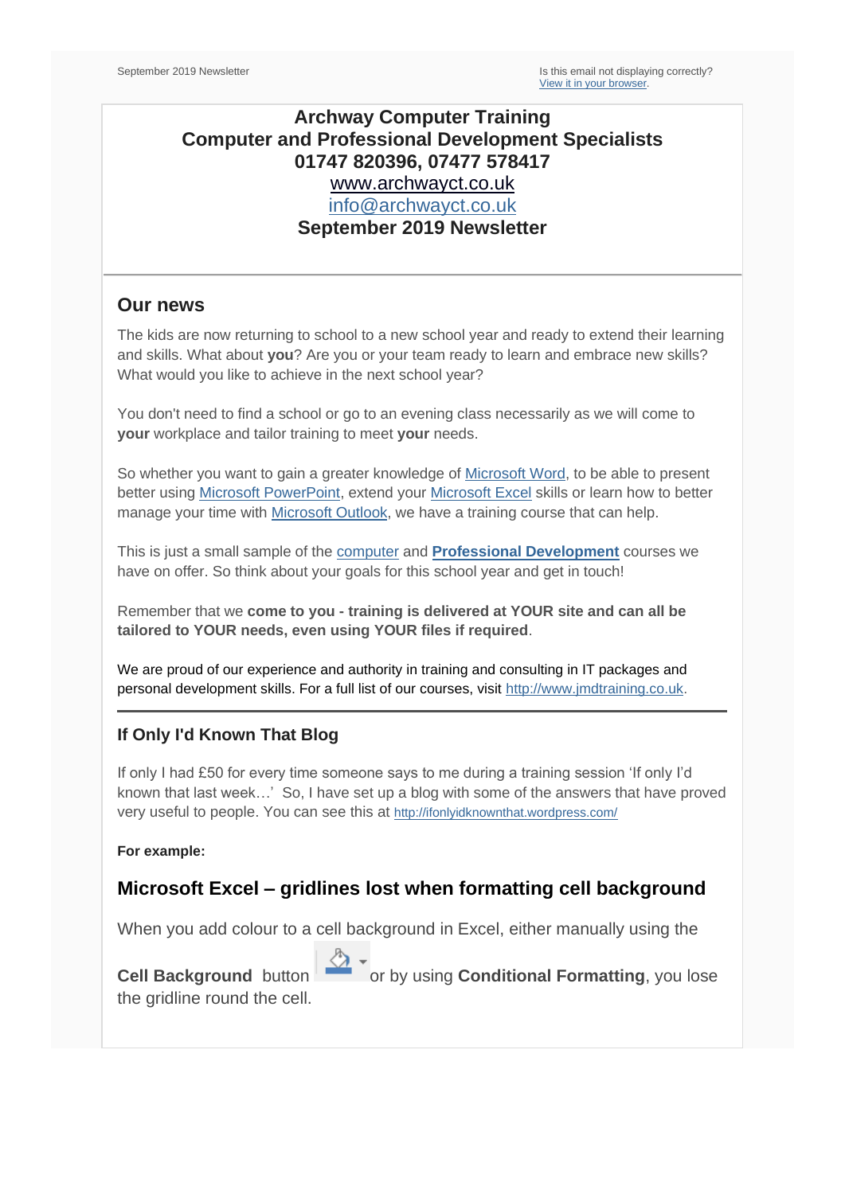September 2019 Newsletter

Is this email not displaying correctly?
View it in your browser.

**Archway Computer Training**
**Computer and Professional Development Specialists**
**01747 820396, 07477 578417**
www.archwayct.co.uk
info@archwayct.co.uk
**September 2019 Newsletter**

## Our news

The kids are now returning to school to a new school year and ready to extend their learning and skills. What about **you**? Are you or your team ready to learn and embrace new skills? What would you like to achieve in the next school year?

You don't need to find a school or go to an evening class necessarily as we will come to **your** workplace and tailor training to meet **your** needs.

So whether you want to gain a greater knowledge of Microsoft Word, to be able to present better using Microsoft PowerPoint, extend your Microsoft Excel skills or learn how to better manage your time with Microsoft Outlook, we have a training course that can help.

This is just a small sample of the computer and **Professional Development** courses we have on offer. So think about your goals for this school year and get in touch!

Remember that we **come to you - training is delivered at YOUR site and can all be tailored to YOUR needs, even using YOUR files if required**.

We are proud of our experience and authority in training and consulting in IT packages and personal development skills. For a full list of our courses, visit http://www.jmdtraining.co.uk.

---

### If Only I'd Known That Blog

If only I had £50 for every time someone says to me during a training session 'If only I'd known that last week…' So, I have set up a blog with some of the answers that have proved very useful to people. You can see this at http://ifonlyidknownthat.wordpress.com/

**For example:**

## Microsoft Excel – gridlines lost when formatting cell background

When you add colour to a cell background in Excel, either manually using the **Cell Background** button or by using **Conditional Formatting**, you lose the gridline round the cell.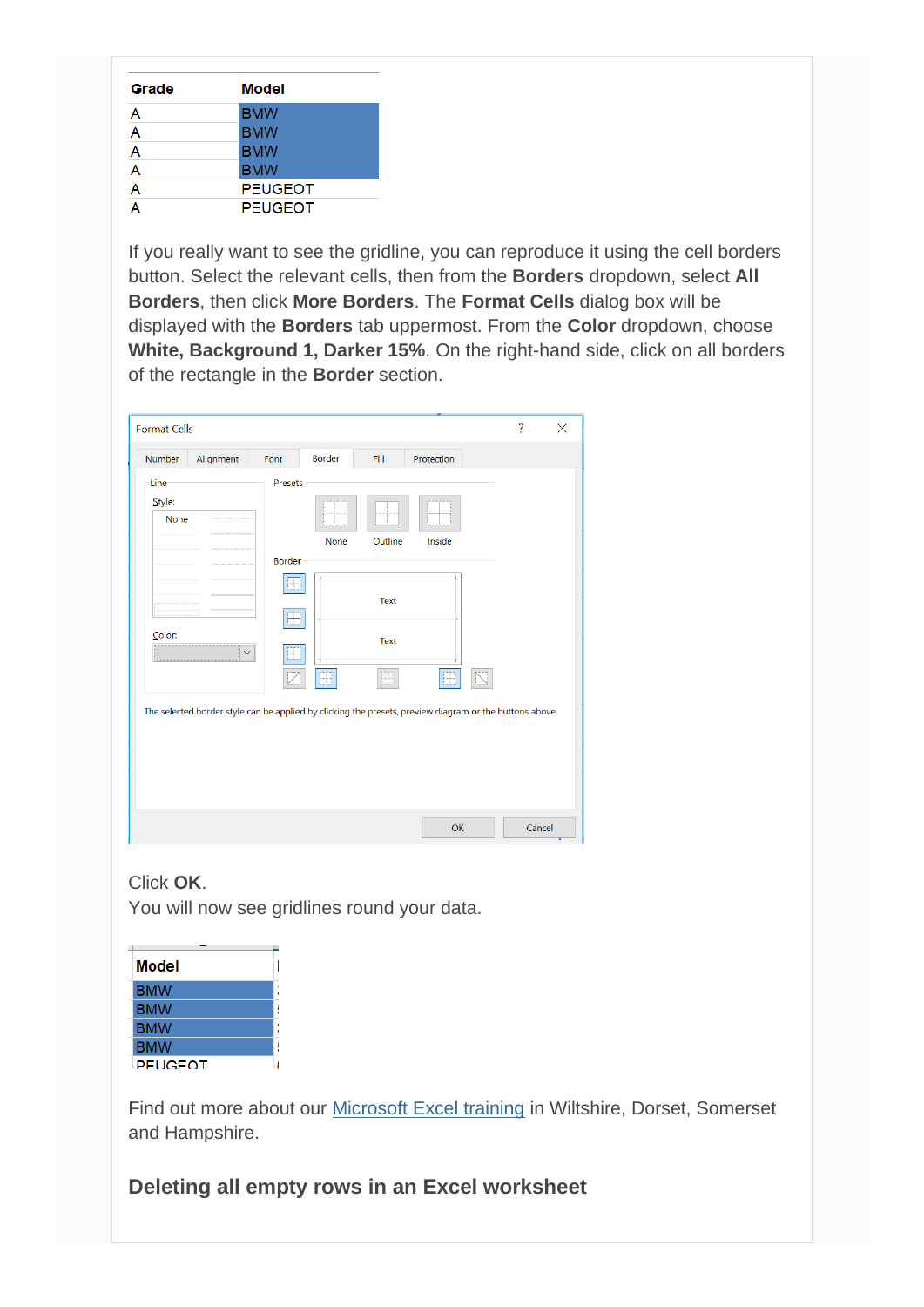| Grade | Model |
|---|---|
| A | BMW |
| A | BMW |
| A | BMW |
| A | BMW |
| A | PEUGEOT |
| A | PEUGEOT |

If you really want to see the gridline, you can reproduce it using the cell borders button. Select the relevant cells, then from the **Borders** dropdown, select **All Borders**, then click **More Borders**. The **Format Cells** dialog box will be displayed with the **Borders** tab uppermost. From the **Color** dropdown, choose **White, Background 1, Darker 15%**. On the right-hand side, click on all borders of the rectangle in the **Border** section.

Click **OK**.
You will now see gridlines round your data.

| Model |
|---|
| BMW |
| BMW |
| BMW |
| BMW |
| PEUGEOT |

Find out more about our Microsoft Excel training in Wiltshire, Dorset, Somerset and Hampshire.

## Deleting all empty rows in an Excel worksheet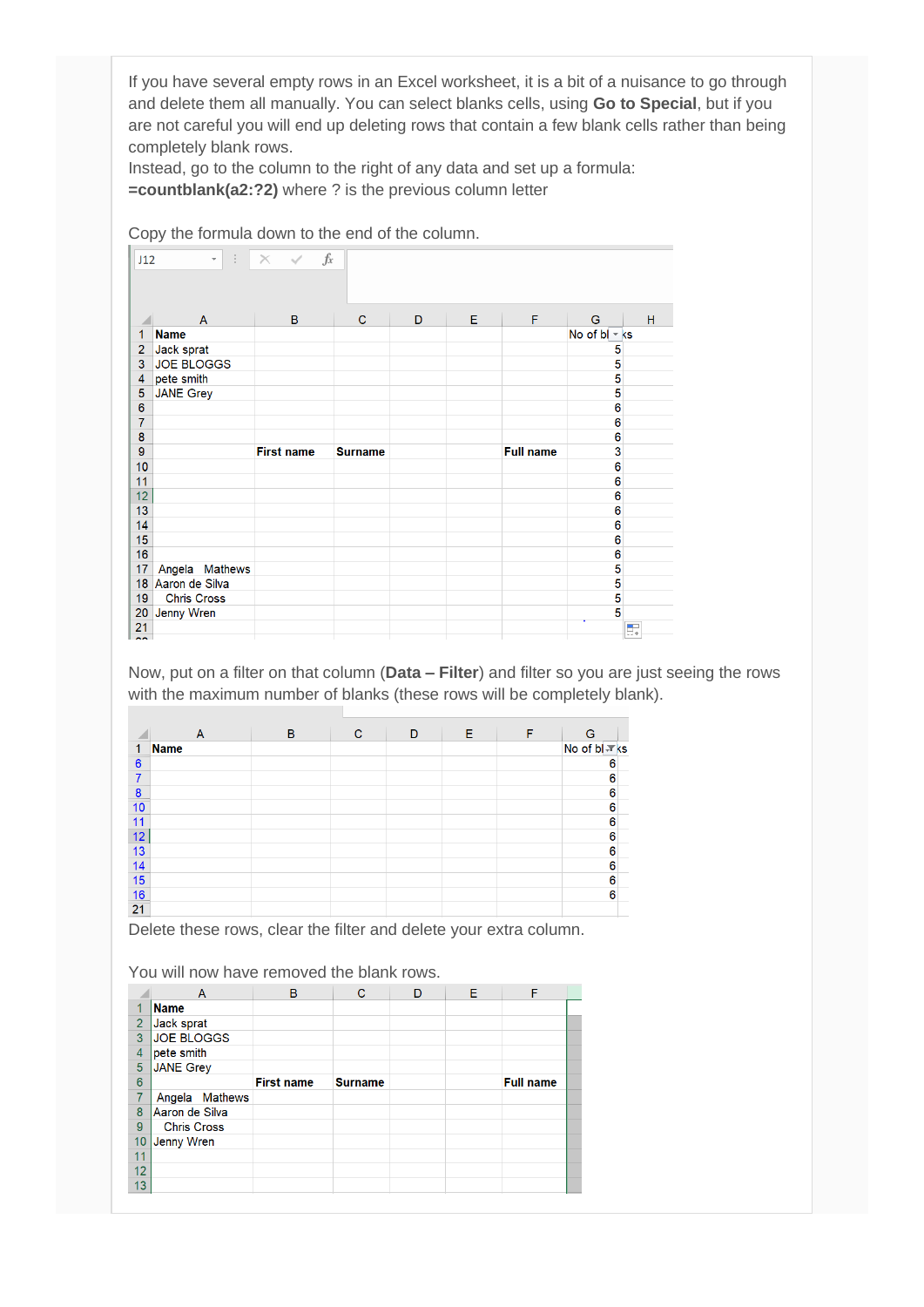If you have several empty rows in an Excel worksheet, it is a bit of a nuisance to go through and delete them all manually. You can select blanks cells, using **Go to Special**, but if you are not careful you will end up deleting rows that contain a few blank cells rather than being completely blank rows.

Instead, go to the column to the right of any data and set up a formula: **=countblank(a2:?2)** where ? is the previous column letter

Copy the formula down to the end of the column.

| | A | B | C | D | E | F | G | H |
|---|---|---|---|---|---|---|---|---|
| 1 | **Name** | | | | | | No of blanks | |
| 2 | Jack sprat | | | | | | 5 | |
| 3 | JOE BLOGGS | | | | | | 5 | |
| 4 | pete smith | | | | | | 5 | |
| 5 | JANE Grey | | | | | | 5 | |
| 6 | | | | | | | 6 | |
| 7 | | | | | | | 6 | |
| 8 | | | | | | | 6 | |
| 9 | | **First name** | **Surname** | | | **Full name** | 3 | |
| 10 | | | | | | | 6 | |
| 11 | | | | | | | 6 | |
| 12 | | | | | | | 6 | |
| 13 | | | | | | | 6 | |
| 14 | | | | | | | 6 | |
| 15 | | | | | | | 6 | |
| 16 | | | | | | | 6 | |
| 17 | Angela Mathews | | | | | | 5 | |
| 18 | Aaron de Silva | | | | | | 5 | |
| 19 | Chris Cross | | | | | | 5 | |
| 20 | Jenny Wren | | | | | | 5 | |
| 21 | | | | | | | | |

Now, put on a filter on that column (**Data – Filter**) and filter so you are just seeing the rows with the maximum number of blanks (these rows will be completely blank).

| | A | B | C | D | E | F | G |
|---|---|---|---|---|---|---|---|
| 1 | **Name** | | | | | | No of blanks |
| 6 | | | | | | | 6 |
| 7 | | | | | | | 6 |
| 8 | | | | | | | 6 |
| 10 | | | | | | | 6 |
| 11 | | | | | | | 6 |
| 12 | | | | | | | 6 |
| 13 | | | | | | | 6 |
| 14 | | | | | | | 6 |
| 15 | | | | | | | 6 |
| 16 | | | | | | | 6 |
| 21 | | | | | | | |

Delete these rows, clear the filter and delete your extra column.

You will now have removed the blank rows.

| | A | B | C | D | E | F |
|---|---|---|---|---|---|---|
| 1 | **Name** | | | | | |
| 2 | Jack sprat | | | | | |
| 3 | JOE BLOGGS | | | | | |
| 4 | pete smith | | | | | |
| 5 | JANE Grey | | | | | |
| 6 | | **First name** | **Surname** | | | **Full name** |
| 7 | Angela Mathews | | | | | |
| 8 | Aaron de Silva | | | | | |
| 9 | Chris Cross | | | | | |
| 10 | Jenny Wren | | | | | |
| 11 | | | | | | |
| 12 | | | | | | |
| 13 | | | | | | |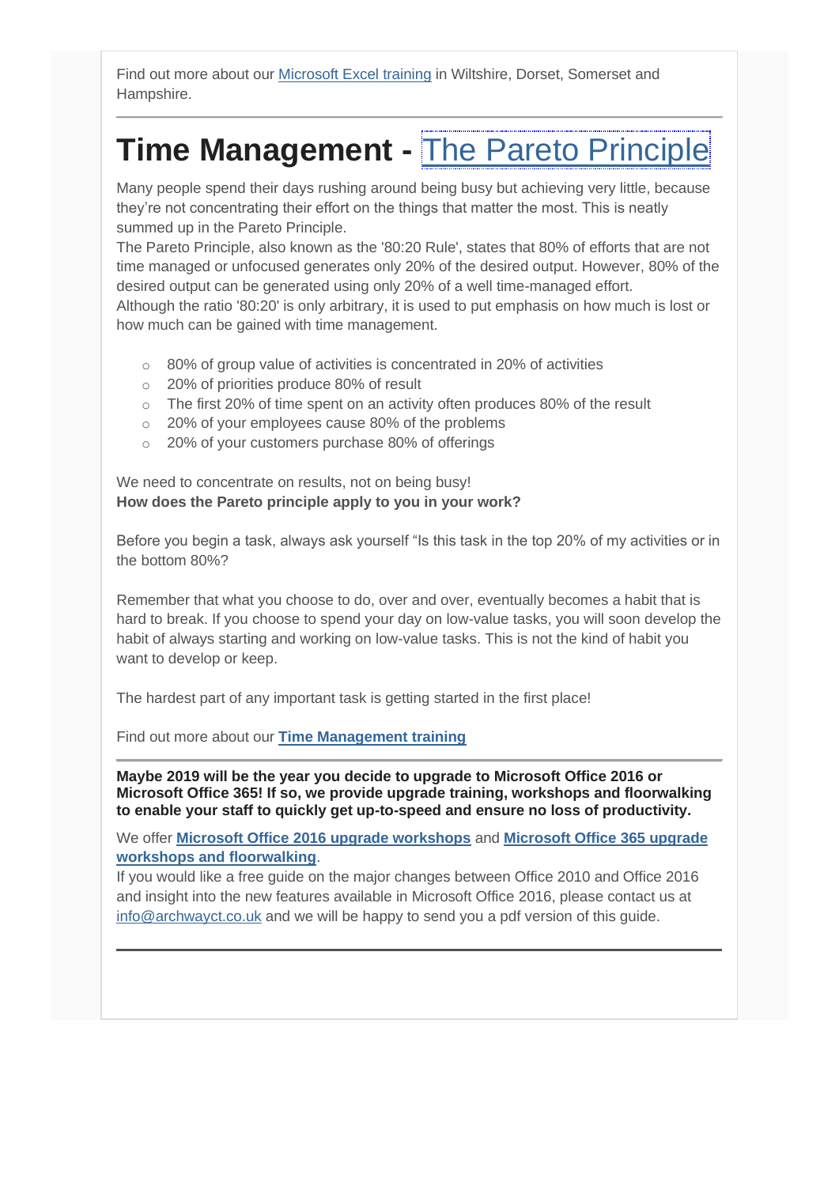Find out more about our Microsoft Excel training in Wiltshire, Dorset, Somerset and Hampshire.

---

# Time Management - The Pareto Principle

Many people spend their days rushing around being busy but achieving very little, because they're not concentrating their effort on the things that matter the most. This is neatly summed up in the Pareto Principle.
The Pareto Principle, also known as the '80:20 Rule', states that 80% of efforts that are not time managed or unfocused generates only 20% of the desired output. However, 80% of the desired output can be generated using only 20% of a well time-managed effort.
Although the ratio '80:20' is only arbitrary, it is used to put emphasis on how much is lost or how much can be gained with time management.

- 80% of group value of activities is concentrated in 20% of activities
- 20% of priorities produce 80% of result
- The first 20% of time spent on an activity often produces 80% of the result
- 20% of your employees cause 80% of the problems
- 20% of your customers purchase 80% of offerings

We need to concentrate on results, not on being busy!
**How does the Pareto principle apply to you in your work?**

Before you begin a task, always ask yourself "Is this task in the top 20% of my activities or in the bottom 80%?

Remember that what you choose to do, over and over, eventually becomes a habit that is hard to break. If you choose to spend your day on low-value tasks, you will soon develop the habit of always starting and working on low-value tasks. This is not the kind of habit you want to develop or keep.

The hardest part of any important task is getting started in the first place!

Find out more about our **Time Management training**

---

**Maybe 2019 will be the year you decide to upgrade to Microsoft Office 2016 or Microsoft Office 365! If so, we provide upgrade training, workshops and floorwalking to enable your staff to quickly get up-to-speed and ensure no loss of productivity.**

We offer **Microsoft Office 2016 upgrade workshops** and **Microsoft Office 365 upgrade workshops and floorwalking**.
If you would like a free guide on the major changes between Office 2010 and Office 2016 and insight into the new features available in Microsoft Office 2016, please contact us at info@archwayct.co.uk and we will be happy to send you a pdf version of this guide.